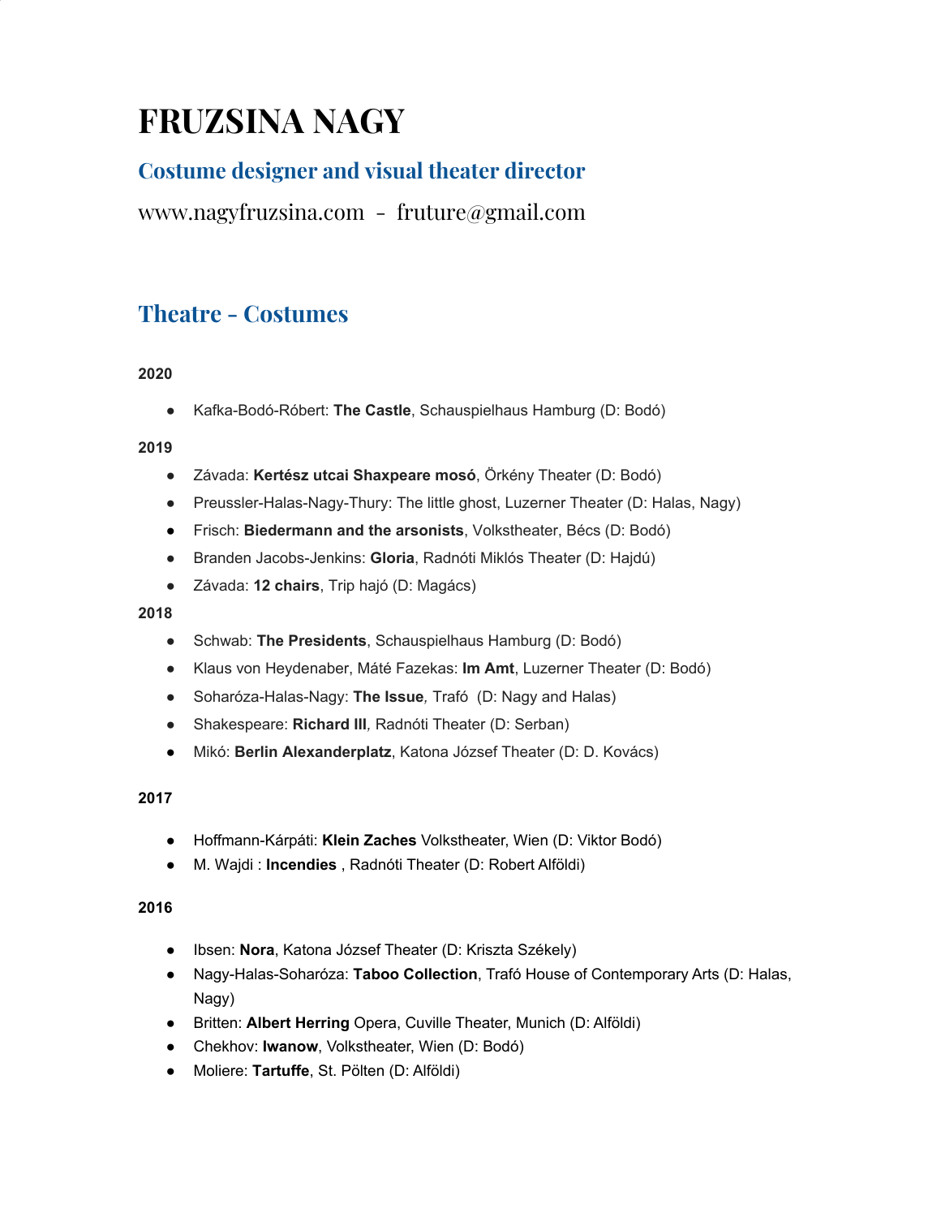# FRUZSINA NAGY

## Costume designer and visual theater director

www.nagyfruzsina.com - fruture@gmail.com

## Theatre - Costumes

**2020**

- Kafka-Bodó-Róbert: **The Castle**, Schauspielhaus Hamburg (D: Bodó)

**2019**

- Závada: **Kertész utcai Shaxpeare mosó**, Örkény Theater (D: Bodó)
- Preussler-Halas-Nagy-Thury: The little ghost, Luzerner Theater (D: Halas, Nagy)
- Frisch: **Biedermann and the arsonists**, Volkstheater, Bécs (D: Bodó)
- Branden Jacobs-Jenkins: **Gloria**, Radnóti Miklós Theater (D: Hajdú)
- Závada: **12 chairs**, Trip hajó (D: Magács)

**2018**

- Schwab: **The Presidents**, Schauspielhaus Hamburg (D: Bodó)
- Klaus von Heydenaber, Máté Fazekas: **Im Amt**, Luzerner Theater (D: Bodó)
- Soharóza-Halas-Nagy: **The Issue***,* Trafó (D: Nagy and Halas)
- Shakespeare: **Richard III***,* Radnóti Theater (D: Serban)
- Mikó: **Berlin Alexanderplatz**, Katona József Theater (D: D. Kovács)

**2017**

- Hoffmann-Kárpáti: **Klein Zaches** Volkstheater, Wien (D: Viktor Bodó)
- M. Wajdi : **Incendies** , Radnóti Theater (D: Robert Alföldi)

**2016**

- Ibsen: **Nora**, Katona József Theater (D: Kriszta Székely)
- Nagy-Halas-Soharóza: **Taboo Collection**, Trafó House of Contemporary Arts (D: Halas, Nagy)
- Britten: **Albert Herring** Opera, Cuville Theater, Munich (D: Alföldi)
- Chekhov: **Iwanow**, Volkstheater, Wien (D: Bodó)
- Moliere: **Tartuffe**, St. Pölten (D: Alföldi)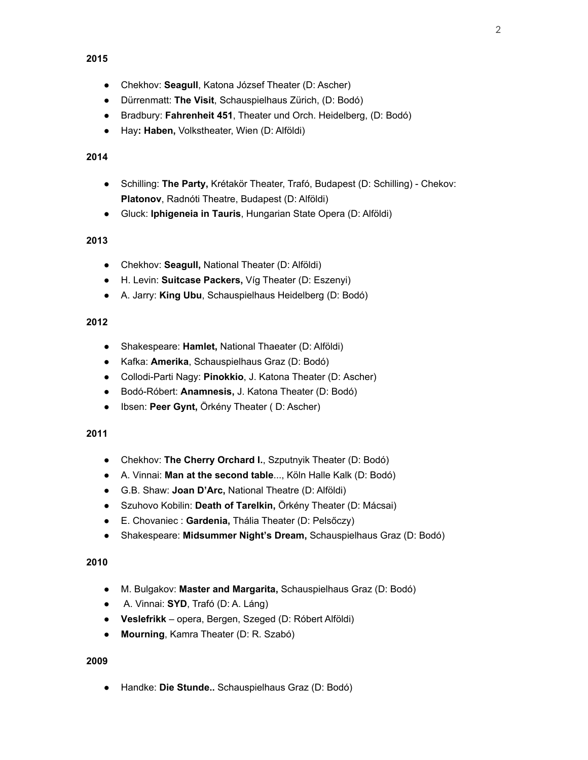**2015**

- Chekhov: **Seagull**, Katona József Theater (D: Ascher)
- Dürrenmatt: **The Visit**, Schauspielhaus Zürich, (D: Bodó)
- Bradbury: **Fahrenheit 451**, Theater und Orch. Heidelberg, (D: Bodó)
- Hay**: Haben,** Volkstheater, Wien (D: Alföldi)

**2014**

- Schilling: **The Party,** Krétakör Theater, Trafó, Budapest (D: Schilling) - Chekov: **Platonov**, Radnóti Theatre, Budapest (D: Alföldi)
- Gluck: **Iphigeneia in Tauris**, Hungarian State Opera (D: Alföldi)

**2013**

- Chekhov: **Seagull,** National Theater (D: Alföldi)
- H. Levin: **Suitcase Packers,** Víg Theater (D: Eszenyi)
- A. Jarry: **King Ubu**, Schauspielhaus Heidelberg (D: Bodó)

**2012**

- Shakespeare: **Hamlet,** National Thaeater (D: Alföldi)
- Kafka: **Amerika**, Schauspielhaus Graz (D: Bodó)
- Collodi-Parti Nagy: **Pinokkio**, J. Katona Theater (D: Ascher)
- Bodó-Róbert: **Anamnesis,** J. Katona Theater (D: Bodó)
- Ibsen: **Peer Gynt,** Örkény Theater ( D: Ascher)

**2011**

- Chekhov: **The Cherry Orchard I.**, Szputnyik Theater (D: Bodó)
- A. Vinnai: **Man at the second table**..., Köln Halle Kalk (D: Bodó)
- G.B. Shaw: **Joan D'Arc,** National Theatre (D: Alföldi)
- Szuhovo Kobilin: **Death of Tarelkin,** Örkény Theater (D: Mácsai)
- E. Chovaniec : **Gardenia,** Thália Theater (D: Pelsőczy)
- Shakespeare: **Midsummer Night's Dream,** Schauspielhaus Graz (D: Bodó)

**2010**

- M. Bulgakov: **Master and Margarita,** Schauspielhaus Graz (D: Bodó)
- A. Vinnai: **SYD**, Trafó (D: A. Láng)
- **Veslefrikk** – opera, Bergen, Szeged (D: Róbert Alföldi)
- **Mourning**, Kamra Theater (D: R. Szabó)

**2009**

- Handke: **Die Stunde..** Schauspielhaus Graz (D: Bodó)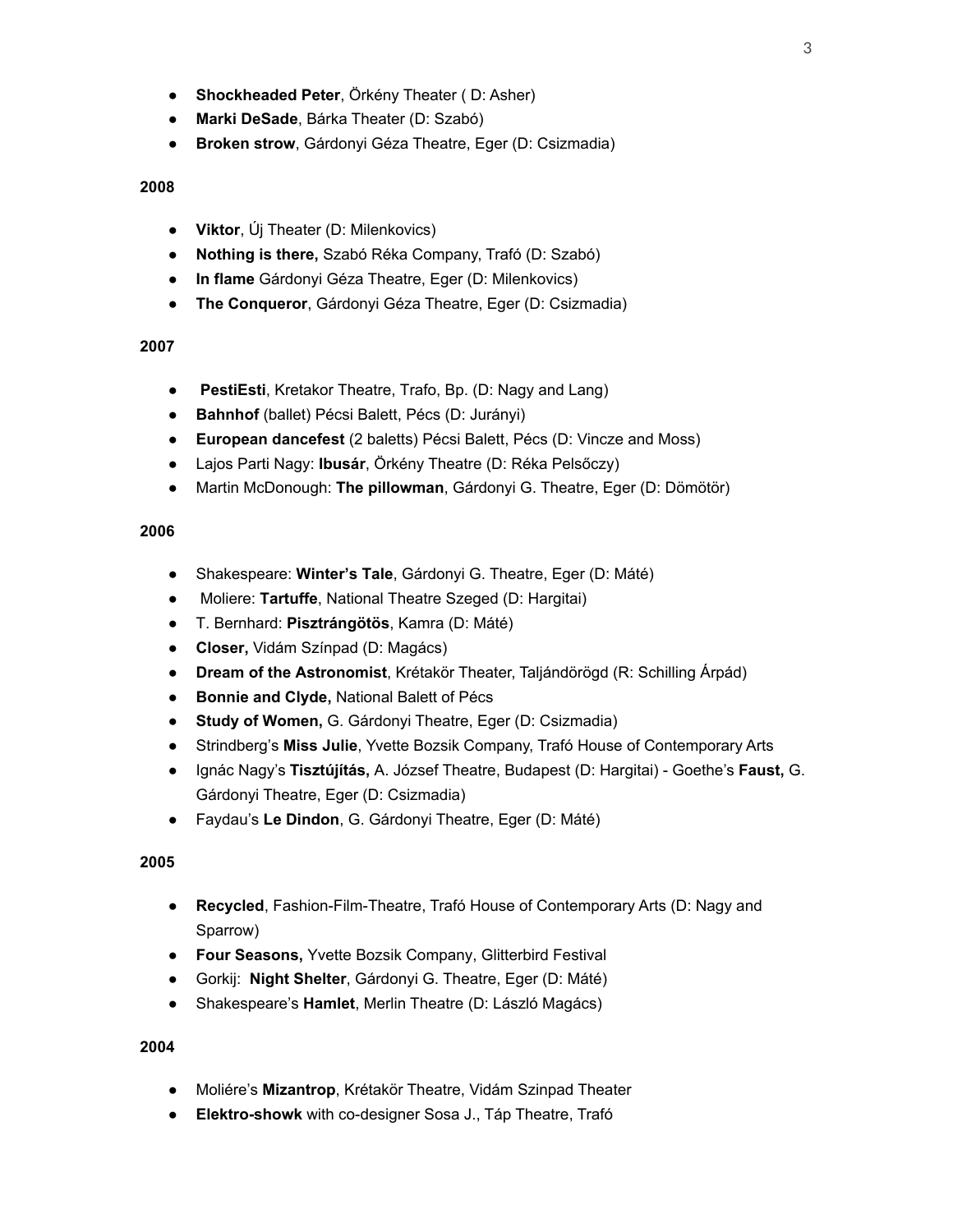- **Shockheaded Peter**, Örkény Theater ( D: Asher)
- **Marki DeSade**, Bárka Theater (D: Szabó)
- **Broken strow**, Gárdonyi Géza Theatre, Eger (D: Csizmadia)

**2008**

- **Viktor**, Új Theater (D: Milenkovics)
- **Nothing is there,** Szabó Réka Company, Trafó (D: Szabó)
- **In flame** Gárdonyi Géza Theatre, Eger (D: Milenkovics)
- **The Conqueror**, Gárdonyi Géza Theatre, Eger (D: Csizmadia)

**2007**

- **PestiEsti**, Kretakor Theatre, Trafo, Bp. (D: Nagy and Lang)
- **Bahnhof** (ballet) Pécsi Balett, Pécs (D: Jurányi)
- **European dancefest** (2 baletts) Pécsi Balett, Pécs (D: Vincze and Moss)
- Lajos Parti Nagy: **Ibusár**, Örkény Theatre (D: Réka Pelsőczy)
- Martin McDonough: **The pillowman**, Gárdonyi G. Theatre, Eger (D: Dömötör)

**2006**

- Shakespeare: **Winter's Tale**, Gárdonyi G. Theatre, Eger (D: Máté)
- Moliere: **Tartuffe**, National Theatre Szeged (D: Hargitai)
- T. Bernhard: **Pisztrángötös**, Kamra (D: Máté)
- **Closer,** Vidám Színpad (D: Magács)
- **Dream of the Astronomist**, Krétakör Theater, Taljándörögd (R: Schilling Árpád)
- **Bonnie and Clyde,** National Balett of Pécs
- **Study of Women,** G. Gárdonyi Theatre, Eger (D: Csizmadia)
- Strindberg's **Miss Julie**, Yvette Bozsik Company, Trafó House of Contemporary Arts
- Ignác Nagy's **Tisztújítás,** A. József Theatre, Budapest (D: Hargitai) - Goethe's **Faust,** G. Gárdonyi Theatre, Eger (D: Csizmadia)
- Faydau's **Le Dindon**, G. Gárdonyi Theatre, Eger (D: Máté)

**2005**

- **Recycled**, Fashion-Film-Theatre, Trafó House of Contemporary Arts (D: Nagy and Sparrow)
- **Four Seasons,** Yvette Bozsik Company, Glitterbird Festival
- Gorkij: **Night Shelter**, Gárdonyi G. Theatre, Eger (D: Máté)
- Shakespeare's **Hamlet**, Merlin Theatre (D: László Magács)

**2004**

- Moliére's **Mizantrop**, Krétakör Theatre, Vidám Szinpad Theater
- **Elektro-showk** with co-designer Sosa J., Táp Theatre, Trafó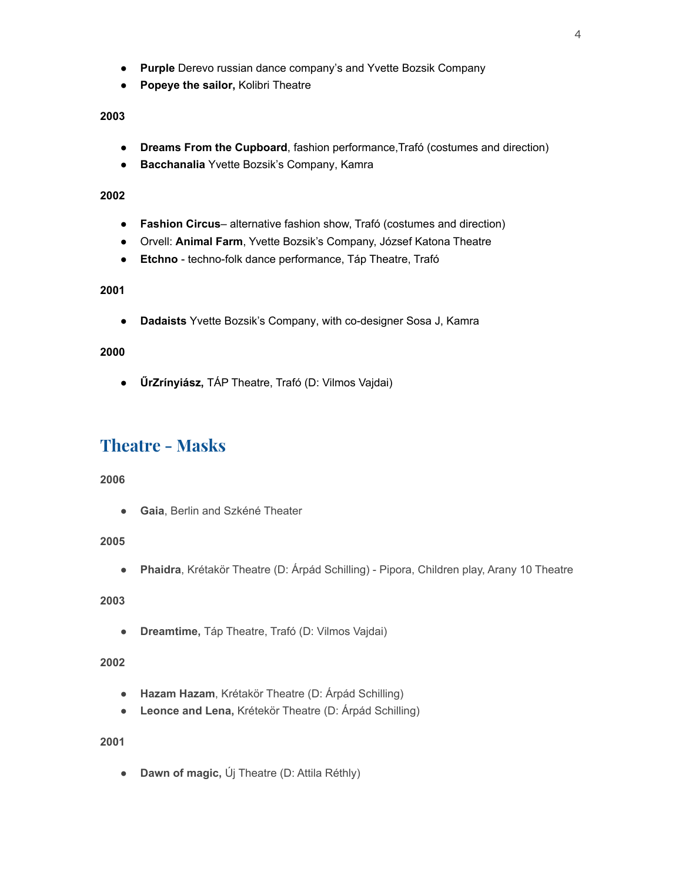- **Purple** Derevo russian dance company's and Yvette Bozsik Company
- **Popeye the sailor,** Kolibri Theatre

**2003**

- **Dreams From the Cupboard**, fashion performance,Trafó (costumes and direction)
- **Bacchanalia** Yvette Bozsik's Company, Kamra

**2002**

- **Fashion Circus**– alternative fashion show, Trafó (costumes and direction)
- Orvell: **Animal Farm**, Yvette Bozsik's Company, József Katona Theatre
- **Etchno** - techno-folk dance performance, Táp Theatre, Trafó

**2001**

- **Dadaists** Yvette Bozsik's Company, with co-designer Sosa J, Kamra

**2000**

- **ŰrZrínyiász,** TÁP Theatre, Trafó (D: Vilmos Vajdai)

## Theatre - Masks

**2006**

- **Gaia**, Berlin and Szkéné Theater

**2005**

- **Phaidra**, Krétakör Theatre (D: Árpád Schilling) - Pipora, Children play, Arany 10 Theatre

**2003**

- **Dreamtime,** Táp Theatre, Trafó (D: Vilmos Vajdai)

**2002**

- **Hazam Hazam**, Krétakör Theatre (D: Árpád Schilling)
- **Leonce and Lena,** Krétekör Theatre (D: Árpád Schilling)

**2001**

- **Dawn of magic,** Új Theatre (D: Attila Réthly)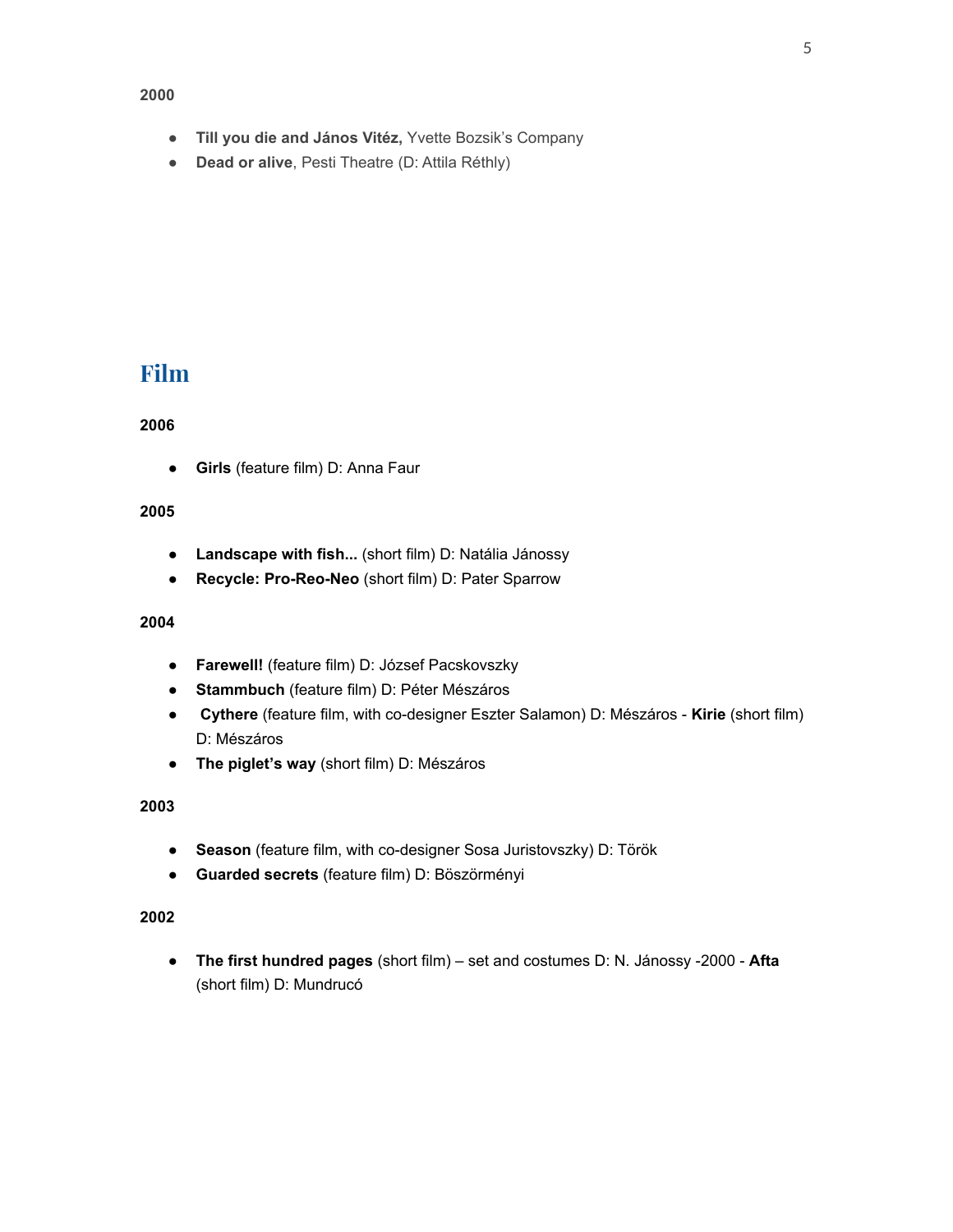**2000**

- **Till you die and János Vitéz,** Yvette Bozsik's Company
- **Dead or alive**, Pesti Theatre (D: Attila Réthly)

## Film

**2006**

- **Girls** (feature film) D: Anna Faur

**2005**

- **Landscape with fish...** (short film) D: Natália Jánossy
- **Recycle: Pro-Reo-Neo** (short film) D: Pater Sparrow

**2004**

- **Farewell!** (feature film) D: József Pacskovszky
- **Stammbuch** (feature film) D: Péter Mészáros
- **Cythere** (feature film, with co-designer Eszter Salamon) D: Mészáros - **Kirie** (short film) D: Mészáros
- **The piglet's way** (short film) D: Mészáros

**2003**

- **Season** (feature film, with co-designer Sosa Juristovszky) D: Török
- **Guarded secrets** (feature film) D: Böszörményi

**2002**

- **The first hundred pages** (short film) – set and costumes D: N. Jánossy -2000 - **Afta** (short film) D: Mundrucó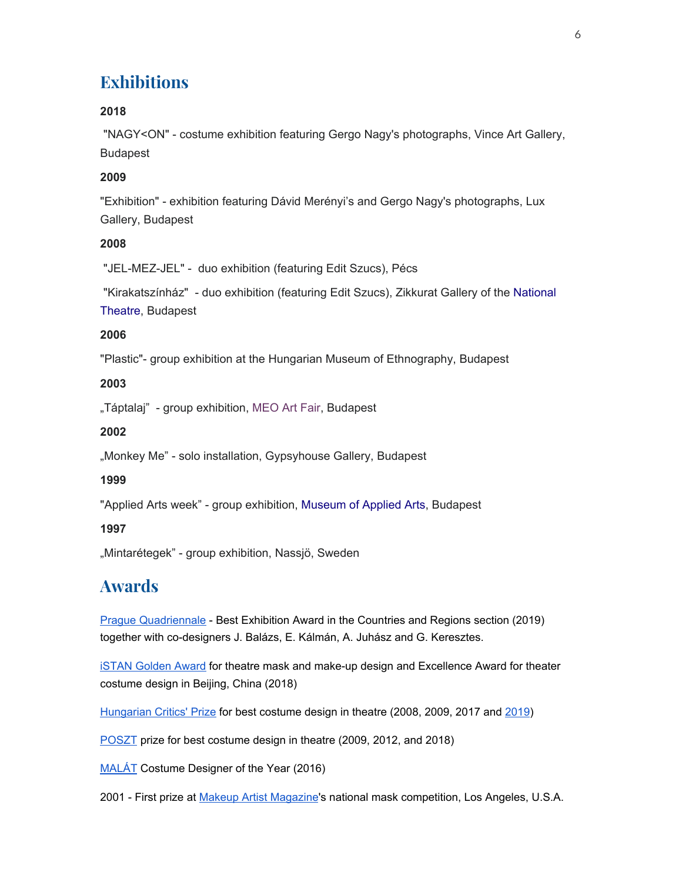## Exhibitions

**2018**

"NAGY<ON" - costume exhibition featuring Gergo Nagy's photographs, Vince Art Gallery, Budapest

**2009**

"Exhibition" - exhibition featuring Dávid Merényi's and Gergo Nagy's photographs, Lux Gallery, Budapest

**2008**

"JEL-MEZ-JEL" - duo exhibition (featuring Edit Szucs), Pécs

"Kirakatszínház" - duo exhibition (featuring Edit Szucs), Zikkurat Gallery of the National Theatre, Budapest

**2006**

"Plastic"- group exhibition at the Hungarian Museum of Ethnography, Budapest

**2003**

„Táptalaj" - group exhibition, MEO Art Fair, Budapest

**2002**

„Monkey Me" - solo installation, Gypsyhouse Gallery, Budapest

**1999**

"Applied Arts week" - group exhibition, Museum of Applied Arts, Budapest

**1997**

„Mintarétegek" - group exhibition, Nassjö, Sweden

## Awards

Prague Quadriennale - Best Exhibition Award in the Countries and Regions section (2019) together with co-designers J. Balázs, E. Kálmán, A. Juhász and G. Keresztes.

iSTAN Golden Award for theatre mask and make-up design and Excellence Award for theater costume design in Beijing, China (2018)

Hungarian Critics' Prize for best costume design in theatre (2008, 2009, 2017 and 2019)

POSZT prize for best costume design in theatre (2009, 2012, and 2018)

MALÁT Costume Designer of the Year (2016)

2001 - First prize at Makeup Artist Magazine's national mask competition, Los Angeles, U.S.A.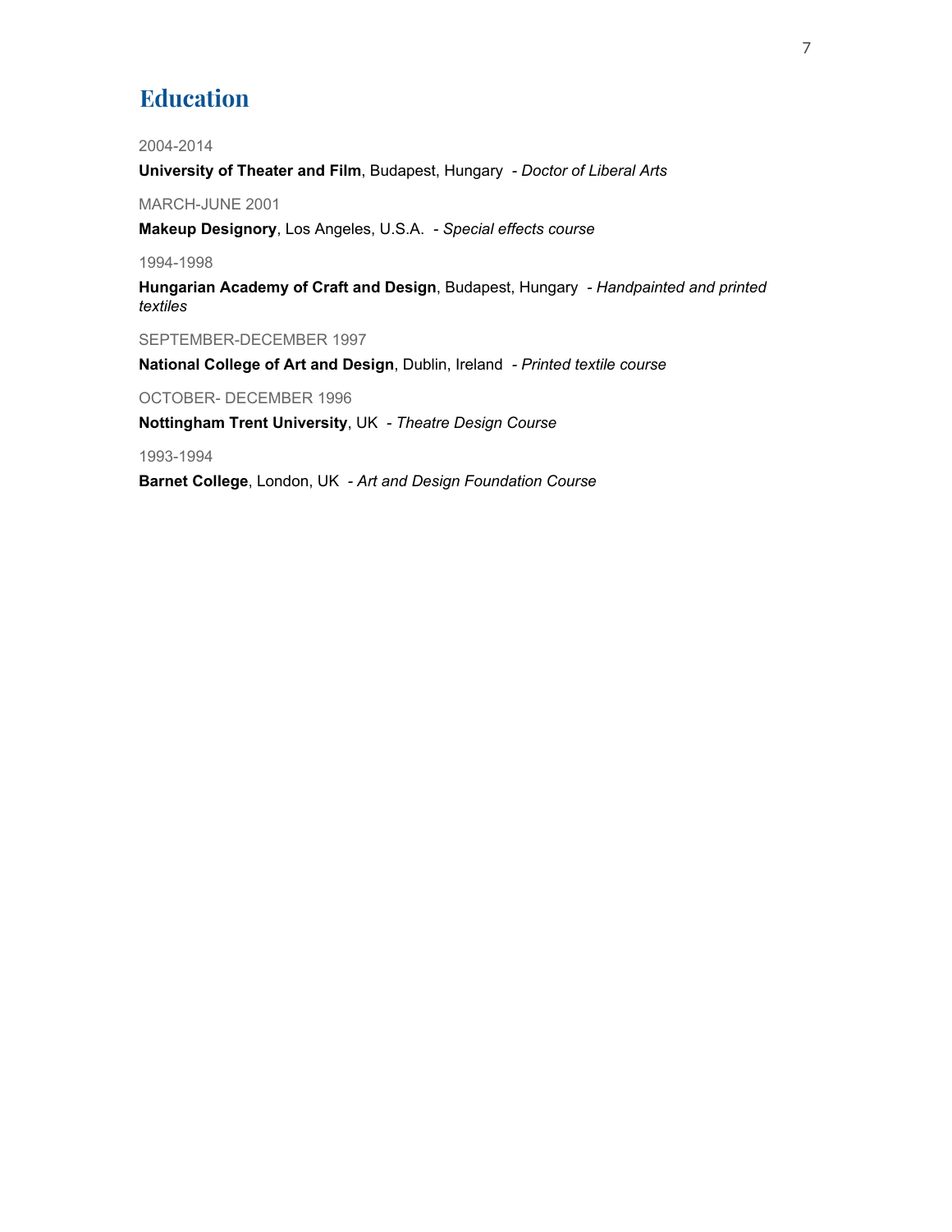## Education

2004-2014

**University of Theater and Film**, Budapest, Hungary  *- Doctor of Liberal Arts*

MARCH-JUNE 2001

**Makeup Designory**, Los Angeles, U.S.A.  *- Special effects course*

1994-1998

**Hungarian Academy of Craft and Design**, Budapest, Hungary  *- Handpainted and printed textiles*

SEPTEMBER-DECEMBER 1997

**National College of Art and Design**, Dublin, Ireland  *- Printed textile course*

OCTOBER- DECEMBER 1996

**Nottingham Trent University**, UK  *- Theatre Design Course*

1993-1994

**Barnet College**, London, UK  *- Art and Design Foundation Course*